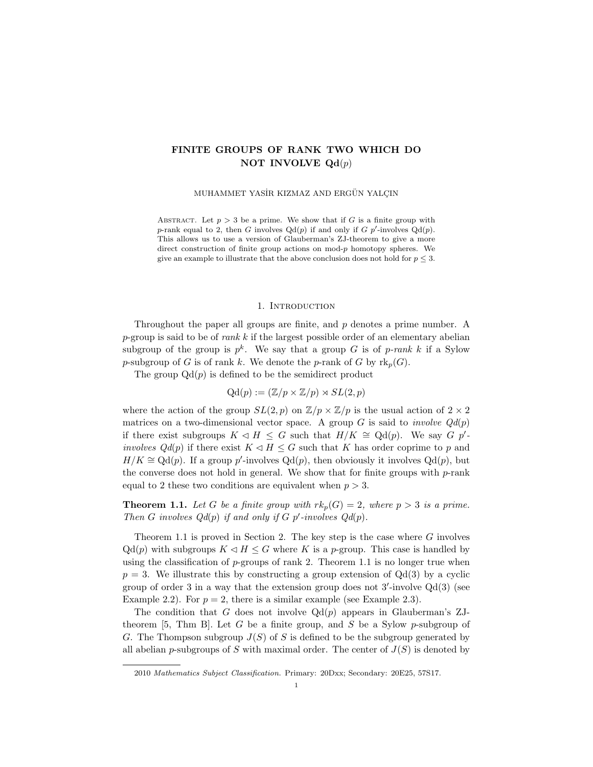# FINITE GROUPS OF RANK TWO WHICH DO NOT INVOLVE Qd($p$)

MUHAMMET YASİR KIZMAZ AND ERGÜN YALÇIN

Abstract. Let $p > 3$ be a prime. We show that if $G$ is a finite group with $p$-rank equal to 2, then $G$ involves $\mathrm{Qd}(p)$ if and only if $G$ $p'$-involves $\mathrm{Qd}(p)$. This allows us to use a version of Glauberman's ZJ-theorem to give a more direct construction of finite group actions on mod-$p$ homotopy spheres. We give an example to illustrate that the above conclusion does not hold for $p \leq 3$.

## 1. Introduction

Throughout the paper all groups are finite, and $p$ denotes a prime number. A $p$-group is said to be of *rank $k$* if the largest possible order of an elementary abelian subgroup of the group is $p^k$. We say that a group $G$ is of *$p$-rank $k$* if a Sylow $p$-subgroup of $G$ is of rank $k$. We denote the $p$-rank of $G$ by $\mathrm{rk}_p(G)$.

The group $\mathrm{Qd}(p)$ is defined to be the semidirect product

$$\mathrm{Qd}(p) := (\mathbb{Z}/p \times \mathbb{Z}/p) \rtimes SL(2,p)$$

where the action of the group $SL(2,p)$ on $\mathbb{Z}/p \times \mathbb{Z}/p$ is the usual action of $2 \times 2$ matrices on a two-dimensional vector space. A group $G$ is said to *involve $Qd(p)$* if there exist subgroups $K \lhd H \leq G$ such that $H/K \cong \mathrm{Qd}(p)$. We say $G$ *$p'$-involves $Qd(p)$* if there exist $K \lhd H \leq G$ such that $K$ has order coprime to $p$ and $H/K \cong \mathrm{Qd}(p)$. If a group $p'$-involves $\mathrm{Qd}(p)$, then obviously it involves $\mathrm{Qd}(p)$, but the converse does not hold in general. We show that for finite groups with $p$-rank equal to 2 these two conditions are equivalent when $p > 3$.

**Theorem 1.1.** *Let $G$ be a finite group with $rk_p(G) = 2$, where $p > 3$ is a prime. Then $G$ involves $Qd(p)$ if and only if $G$ $p'$-involves $Qd(p)$.*

Theorem 1.1 is proved in Section 2. The key step is the case where $G$ involves $\mathrm{Qd}(p)$ with subgroups $K \lhd H \leq G$ where $K$ is a $p$-group. This case is handled by using the classification of $p$-groups of rank 2. Theorem 1.1 is no longer true when $p = 3$. We illustrate this by constructing a group extension of $\mathrm{Qd}(3)$ by a cyclic group of order 3 in a way that the extension group does not $3'$-involve $\mathrm{Qd}(3)$ (see Example 2.2). For $p = 2$, there is a similar example (see Example 2.3).

The condition that $G$ does not involve $\mathrm{Qd}(p)$ appears in Glauberman's ZJ-theorem [5, Thm B]. Let $G$ be a finite group, and $S$ be a Sylow $p$-subgroup of $G$. The Thompson subgroup $J(S)$ of $S$ is defined to be the subgroup generated by all abelian $p$-subgroups of $S$ with maximal order. The center of $J(S)$ is denoted by

2010 *Mathematics Subject Classification.* Primary: 20Dxx; Secondary: 20E25, 57S17.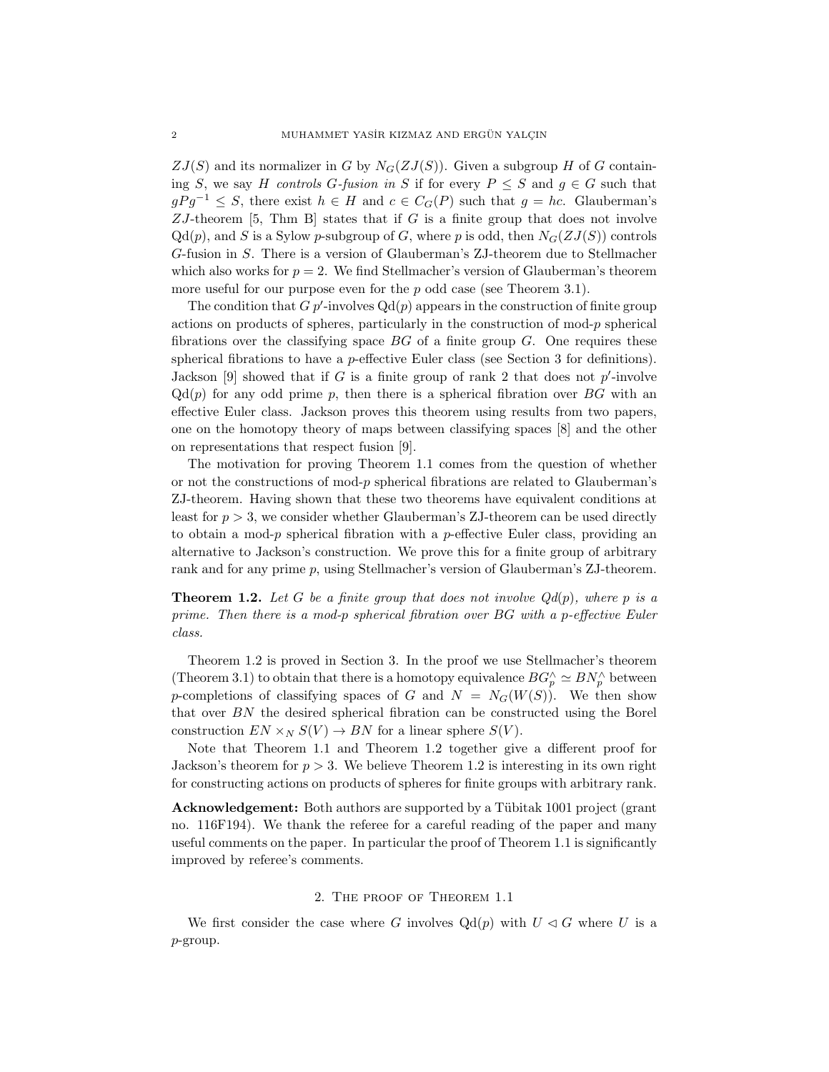$ZJ(S)$ and its normalizer in $G$ by $N_G(ZJ(S))$. Given a subgroup $H$ of $G$ containing $S$, we say $H$ *controls $G$-fusion in $S$* if for every $P \leq S$ and $g \in G$ such that $gPg^{-1} \leq S$, there exist $h \in H$ and $c \in C_G(P)$ such that $g = hc$. Glauberman's $ZJ$-theorem [5, Thm B] states that if $G$ is a finite group that does not involve $\mathrm{Qd}(p)$, and $S$ is a Sylow $p$-subgroup of $G$, where $p$ is odd, then $N_G(ZJ(S))$ controls $G$-fusion in $S$. There is a version of Glauberman's ZJ-theorem due to Stellmacher which also works for $p = 2$. We find Stellmacher's version of Glauberman's theorem more useful for our purpose even for the $p$ odd case (see Theorem 3.1).

The condition that $G$ $p'$-involves $\mathrm{Qd}(p)$ appears in the construction of finite group actions on products of spheres, particularly in the construction of mod-$p$ spherical fibrations over the classifying space $BG$ of a finite group $G$. One requires these spherical fibrations to have a $p$-effective Euler class (see Section 3 for definitions). Jackson [9] showed that if $G$ is a finite group of rank 2 that does not $p'$-involve $\mathrm{Qd}(p)$ for any odd prime $p$, then there is a spherical fibration over $BG$ with an effective Euler class. Jackson proves this theorem using results from two papers, one on the homotopy theory of maps between classifying spaces [8] and the other on representations that respect fusion [9].

The motivation for proving Theorem 1.1 comes from the question of whether or not the constructions of mod-$p$ spherical fibrations are related to Glauberman's ZJ-theorem. Having shown that these two theorems have equivalent conditions at least for $p > 3$, we consider whether Glauberman's ZJ-theorem can be used directly to obtain a mod-$p$ spherical fibration with a $p$-effective Euler class, providing an alternative to Jackson's construction. We prove this for a finite group of arbitrary rank and for any prime $p$, using Stellmacher's version of Glauberman's ZJ-theorem.

**Theorem 1.2.** *Let $G$ be a finite group that does not involve $Qd(p)$, where $p$ is a prime. Then there is a mod-$p$ spherical fibration over $BG$ with a $p$-effective Euler class.*

Theorem 1.2 is proved in Section 3. In the proof we use Stellmacher's theorem (Theorem 3.1) to obtain that there is a homotopy equivalence $BG_p^\wedge \simeq BN_p^\wedge$ between $p$-completions of classifying spaces of $G$ and $N = N_G(W(S))$. We then show that over $BN$ the desired spherical fibration can be constructed using the Borel construction $EN \times_N S(V) \to BN$ for a linear sphere $S(V)$.

Note that Theorem 1.1 and Theorem 1.2 together give a different proof for Jackson's theorem for $p > 3$. We believe Theorem 1.2 is interesting in its own right for constructing actions on products of spheres for finite groups with arbitrary rank.

**Acknowledgement:** Both authors are supported by a Tübitak 1001 project (grant no. 116F194). We thank the referee for a careful reading of the paper and many useful comments on the paper. In particular the proof of Theorem 1.1 is significantly improved by referee's comments.

## 2. The proof of Theorem 1.1

We first consider the case where $G$ involves $\mathrm{Qd}(p)$ with $U \lhd G$ where $U$ is a $p$-group.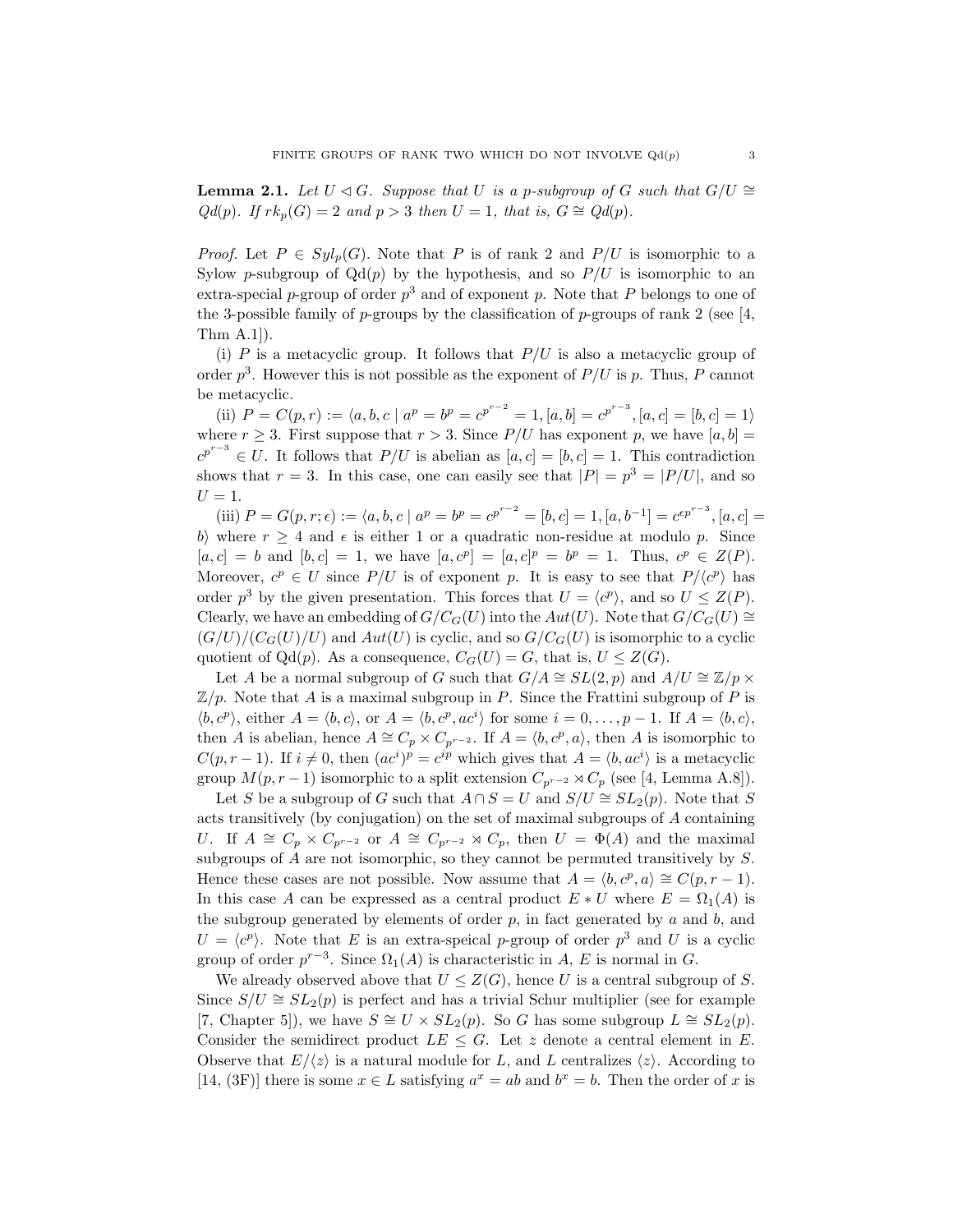**Lemma 2.1.** *Let $U \lhd G$. Suppose that $U$ is a $p$-subgroup of $G$ such that $G/U \cong Qd(p)$. If $rk_p(G) = 2$ and $p > 3$ then $U = 1$, that is, $G \cong Qd(p)$.*

*Proof.* Let $P \in Syl_p(G)$. Note that $P$ is of rank 2 and $P/U$ is isomorphic to a Sylow $p$-subgroup of Qd($p$) by the hypothesis, and so $P/U$ is isomorphic to an extra-special $p$-group of order $p^3$ and of exponent $p$. Note that $P$ belongs to one of the 3-possible family of $p$-groups by the classification of $p$-groups of rank 2 (see [4, Thm A.1]).

(i) $P$ is a metacyclic group. It follows that $P/U$ is also a metacyclic group of order $p^3$. However this is not possible as the exponent of $P/U$ is $p$. Thus, $P$ cannot be metacyclic.

(ii) $P = C(p, r) := \langle a, b, c \mid a^p = b^p = c^{p^{r-2}} = 1, [a, b] = c^{p^{r-3}}, [a, c] = [b, c] = 1\rangle$ where $r \geq 3$. First suppose that $r > 3$. Since $P/U$ has exponent $p$, we have $[a, b] = c^{p^{r-3}} \in U$. It follows that $P/U$ is abelian as $[a, c] = [b, c] = 1$. This contradiction shows that $r = 3$. In this case, one can easily see that $|P| = p^3 = |P/U|$, and so $U = 1$.

(iii) $P = G(p, r; \epsilon) := \langle a, b, c \mid a^p = b^p = c^{p^{r-2}} = [b, c] = 1, [a, b^{-1}] = c^{\epsilon p^{r-3}}, [a, c] = b\rangle$ where $r \geq 4$ and $\epsilon$ is either 1 or a quadratic non-residue at modulo $p$. Since $[a, c] = b$ and $[b, c] = 1$, we have $[a, c^p] = [a, c]^p = b^p = 1$. Thus, $c^p \in Z(P)$. Moreover, $c^p \in U$ since $P/U$ is of exponent $p$. It is easy to see that $P/\langle c^p\rangle$ has order $p^3$ by the given presentation. This forces that $U = \langle c^p\rangle$, and so $U \leq Z(P)$. Clearly, we have an embedding of $G/C_G(U)$ into the $Aut(U)$. Note that $G/C_G(U) \cong (G/U)/(C_G(U)/U)$ and $Aut(U)$ is cyclic, and so $G/C_G(U)$ is isomorphic to a cyclic quotient of Qd($p$). As a consequence, $C_G(U) = G$, that is, $U \leq Z(G)$.

Let $A$ be a normal subgroup of $G$ such that $G/A \cong SL(2, p)$ and $A/U \cong \mathbb{Z}/p \times \mathbb{Z}/p$. Note that $A$ is a maximal subgroup in $P$. Since the Frattini subgroup of $P$ is $\langle b, c^p\rangle$, either $A = \langle b, c\rangle$, or $A = \langle b, c^p, ac^i\rangle$ for some $i = 0, \ldots, p-1$. If $A = \langle b, c\rangle$, then $A$ is abelian, hence $A \cong C_p \times C_{p^{r-2}}$. If $A = \langle b, c^p, a\rangle$, then $A$ is isomorphic to $C(p, r-1)$. If $i \neq 0$, then $(ac^i)^p = c^{ip}$ which gives that $A = \langle b, ac^i\rangle$ is a metacyclic group $M(p, r-1)$ isomorphic to a split extension $C_{p^{r-2}} \rtimes C_p$ (see [4, Lemma A.8]).

Let $S$ be a subgroup of $G$ such that $A \cap S = U$ and $S/U \cong SL_2(p)$. Note that $S$ acts transitively (by conjugation) on the set of maximal subgroups of $A$ containing $U$. If $A \cong C_p \times C_{p^{r-2}}$ or $A \cong C_{p^{r-2}} \rtimes C_p$, then $U = \Phi(A)$ and the maximal subgroups of $A$ are not isomorphic, so they cannot be permuted transitively by $S$. Hence these cases are not possible. Now assume that $A = \langle b, c^p, a\rangle \cong C(p, r-1)$. In this case $A$ can be expressed as a central product $E * U$ where $E = \Omega_1(A)$ is the subgroup generated by elements of order $p$, in fact generated by $a$ and $b$, and $U = \langle c^p\rangle$. Note that $E$ is an extra-speical $p$-group of order $p^3$ and $U$ is a cyclic group of order $p^{r-3}$. Since $\Omega_1(A)$ is characteristic in $A$, $E$ is normal in $G$.

We already observed above that $U \leq Z(G)$, hence $U$ is a central subgroup of $S$. Since $S/U \cong SL_2(p)$ is perfect and has a trivial Schur multiplier (see for example [7, Chapter 5]), we have $S \cong U \times SL_2(p)$. So $G$ has some subgroup $L \cong SL_2(p)$. Consider the semidirect product $LE \leq G$. Let $z$ denote a central element in $E$. Observe that $E/\langle z\rangle$ is a natural module for $L$, and $L$ centralizes $\langle z\rangle$. According to [14, (3F)] there is some $x \in L$ satisfying $a^x = ab$ and $b^x = b$. Then the order of $x$ is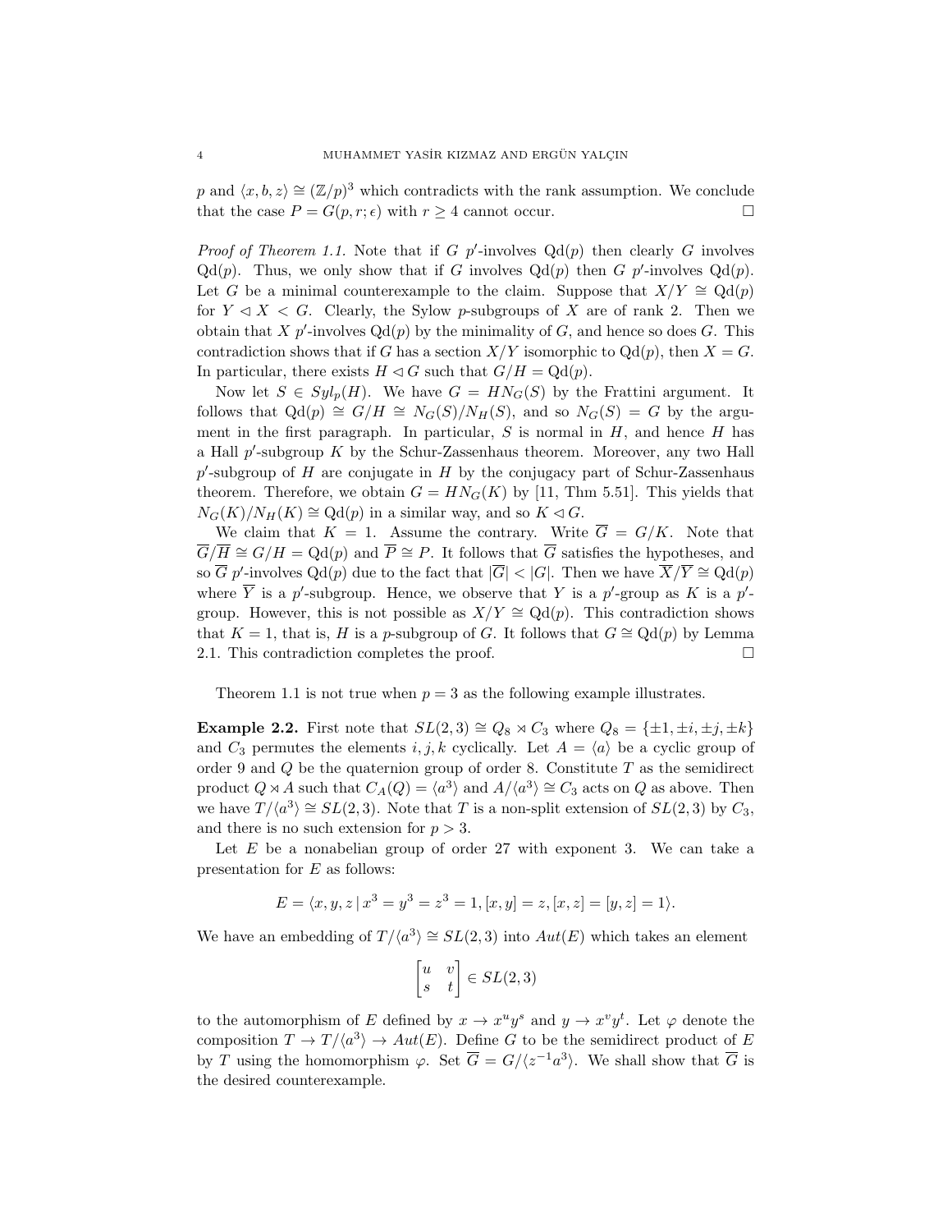$p$ and $\langle x, b, z\rangle \cong (\mathbb{Z}/p)^3$ which contradicts with the rank assumption. We conclude that the case $P = G(p, r; \epsilon)$ with $r \geq 4$ cannot occur. $\square$

*Proof of Theorem 1.1.* Note that if $G$ $p'$-involves $\mathrm{Qd}(p)$ then clearly $G$ involves $\mathrm{Qd}(p)$. Thus, we only show that if $G$ involves $\mathrm{Qd}(p)$ then $G$ $p'$-involves $\mathrm{Qd}(p)$. Let $G$ be a minimal counterexample to the claim. Suppose that $X/Y \cong \mathrm{Qd}(p)$ for $Y \lhd X < G$. Clearly, the Sylow $p$-subgroups of $X$ are of rank 2. Then we obtain that $X$ $p'$-involves $\mathrm{Qd}(p)$ by the minimality of $G$, and hence so does $G$. This contradiction shows that if $G$ has a section $X/Y$ isomorphic to $\mathrm{Qd}(p)$, then $X = G$. In particular, there exists $H \lhd G$ such that $G/H = \mathrm{Qd}(p)$.

Now let $S \in Syl_p(H)$. We have $G = HN_G(S)$ by the Frattini argument. It follows that $\mathrm{Qd}(p) \cong G/H \cong N_G(S)/N_H(S)$, and so $N_G(S) = G$ by the argument in the first paragraph. In particular, $S$ is normal in $H$, and hence $H$ has a Hall $p'$-subgroup $K$ by the Schur-Zassenhaus theorem. Moreover, any two Hall $p'$-subgroup of $H$ are conjugate in $H$ by the conjugacy part of Schur-Zassenhaus theorem. Therefore, we obtain $G = HN_G(K)$ by [11, Thm 5.51]. This yields that $N_G(K)/N_H(K) \cong \mathrm{Qd}(p)$ in a similar way, and so $K \lhd G$.

We claim that $K = 1$. Assume the contrary. Write $\overline{G} = G/K$. Note that $\overline{G}/\overline{H} \cong G/H = \mathrm{Qd}(p)$ and $\overline{P} \cong P$. It follows that $\overline{G}$ satisfies the hypotheses, and so $\overline{G}$ $p'$-involves $\mathrm{Qd}(p)$ due to the fact that $|\overline{G}| < |G|$. Then we have $\overline{X}/\overline{Y} \cong \mathrm{Qd}(p)$ where $\overline{Y}$ is a $p'$-subgroup. Hence, we observe that $Y$ is a $p'$-group as $K$ is a $p'$-group. However, this is not possible as $X/Y \cong \mathrm{Qd}(p)$. This contradiction shows that $K = 1$, that is, $H$ is a $p$-subgroup of $G$. It follows that $G \cong \mathrm{Qd}(p)$ by Lemma 2.1. This contradiction completes the proof. $\square$

Theorem 1.1 is not true when $p = 3$ as the following example illustrates.

**Example 2.2.** First note that $SL(2,3) \cong Q_8 \rtimes C_3$ where $Q_8 = \{\pm 1, \pm i, \pm j, \pm k\}$ and $C_3$ permutes the elements $i, j, k$ cyclically. Let $A = \langle a\rangle$ be a cyclic group of order 9 and $Q$ be the quaternion group of order 8. Constitute $T$ as the semidirect product $Q \rtimes A$ such that $C_A(Q) = \langle a^3\rangle$ and $A/\langle a^3\rangle \cong C_3$ acts on $Q$ as above. Then we have $T/\langle a^3\rangle \cong SL(2,3)$. Note that $T$ is a non-split extension of $SL(2,3)$ by $C_3$, and there is no such extension for $p > 3$.

Let $E$ be a nonabelian group of order 27 with exponent 3. We can take a presentation for $E$ as follows:

$$E = \langle x, y, z \,|\, x^3 = y^3 = z^3 = 1, [x, y] = z, [x, z] = [y, z] = 1\rangle.$$

We have an embedding of $T/\langle a^3\rangle \cong SL(2,3)$ into $Aut(E)$ which takes an element

$$\begin{bmatrix} u & v \\ s & t \end{bmatrix} \in SL(2,3)$$

to the automorphism of $E$ defined by $x \to x^u y^s$ and $y \to x^v y^t$. Let $\varphi$ denote the composition $T \to T/\langle a^3\rangle \to Aut(E)$. Define $G$ to be the semidirect product of $E$ by $T$ using the homomorphism $\varphi$. Set $\overline{G} = G/\langle z^{-1}a^3\rangle$. We shall show that $\overline{G}$ is the desired counterexample.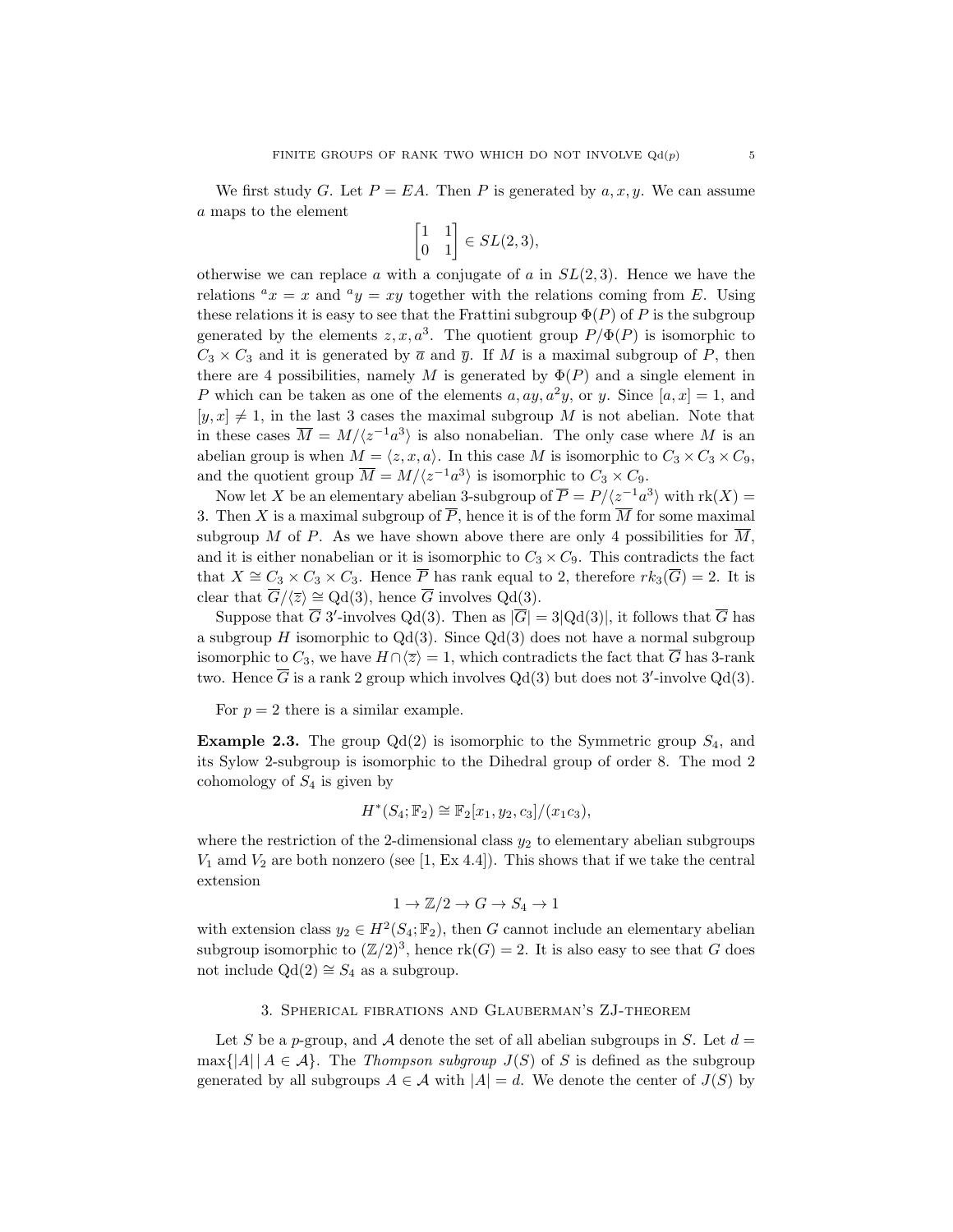We first study $G$. Let $P = EA$. Then $P$ is generated by $a, x, y$. We can assume $a$ maps to the element

$$\begin{bmatrix} 1 & 1 \\ 0 & 1 \end{bmatrix} \in SL(2,3),$$

otherwise we can replace $a$ with a conjugate of $a$ in $SL(2,3)$. Hence we have the relations ${}^a x = x$ and ${}^a y = xy$ together with the relations coming from $E$. Using these relations it is easy to see that the Frattini subgroup $\Phi(P)$ of $P$ is the subgroup generated by the elements $z, x, a^3$. The quotient group $P/\Phi(P)$ is isomorphic to $C_3 \times C_3$ and it is generated by $\overline{a}$ and $\overline{y}$. If $M$ is a maximal subgroup of $P$, then there are 4 possibilities, namely $M$ is generated by $\Phi(P)$ and a single element in $P$ which can be taken as one of the elements $a, ay, a^2y$, or $y$. Since $[a,x] = 1$, and $[y,x] \neq 1$, in the last 3 cases the maximal subgroup $M$ is not abelian. Note that in these cases $\overline{M} = M/\langle z^{-1}a^3 \rangle$ is also nonabelian. The only case where $M$ is an abelian group is when $M = \langle z, x, a \rangle$. In this case $M$ is isomorphic to $C_3 \times C_3 \times C_9$, and the quotient group $\overline{M} = M/\langle z^{-1}a^3 \rangle$ is isomorphic to $C_3 \times C_9$.

Now let $X$ be an elementary abelian 3-subgroup of $\overline{P} = P/\langle z^{-1}a^3 \rangle$ with $\mathrm{rk}(X) = 3$. Then $X$ is a maximal subgroup of $\overline{P}$, hence it is of the form $\overline{M}$ for some maximal subgroup $M$ of $P$. As we have shown above there are only 4 possibilities for $\overline{M}$, and it is either nonabelian or it is isomorphic to $C_3 \times C_9$. This contradicts the fact that $X \cong C_3 \times C_3 \times C_3$. Hence $\overline{P}$ has rank equal to 2, therefore $rk_3(\overline{G}) = 2$. It is clear that $\overline{G}/\langle \overline{z} \rangle \cong \mathrm{Qd}(3)$, hence $\overline{G}$ involves $\mathrm{Qd}(3)$.

Suppose that $\overline{G}$ $3'$-involves $\mathrm{Qd}(3)$. Then as $|\overline{G}| = 3|\mathrm{Qd}(3)|$, it follows that $\overline{G}$ has a subgroup $H$ isomorphic to $\mathrm{Qd}(3)$. Since $\mathrm{Qd}(3)$ does not have a normal subgroup isomorphic to $C_3$, we have $H \cap \langle \overline{z} \rangle = 1$, which contradicts the fact that $\overline{G}$ has 3-rank two. Hence $\overline{G}$ is a rank 2 group which involves $\mathrm{Qd}(3)$ but does not $3'$-involve $\mathrm{Qd}(3)$.

For $p = 2$ there is a similar example.

**Example 2.3.** The group $\mathrm{Qd}(2)$ is isomorphic to the Symmetric group $S_4$, and its Sylow 2-subgroup is isomorphic to the Dihedral group of order 8. The mod 2 cohomology of $S_4$ is given by

$$H^*(S_4; \mathbb{F}_2) \cong \mathbb{F}_2[x_1, y_2, c_3]/(x_1c_3),$$

where the restriction of the 2-dimensional class $y_2$ to elementary abelian subgroups $V_1$ amd $V_2$ are both nonzero (see [1, Ex 4.4]). This shows that if we take the central extension

$$1 \to \mathbb{Z}/2 \to G \to S_4 \to 1$$

with extension class $y_2 \in H^2(S_4; \mathbb{F}_2)$, then $G$ cannot include an elementary abelian subgroup isomorphic to $(\mathbb{Z}/2)^3$, hence $\mathrm{rk}(G) = 2$. It is also easy to see that $G$ does not include $\mathrm{Qd}(2) \cong S_4$ as a subgroup.

## 3. Spherical fibrations and Glauberman's ZJ-theorem

Let $S$ be a $p$-group, and $\mathcal{A}$ denote the set of all abelian subgroups in $S$. Let $d = \max\{|A| \mid A \in \mathcal{A}\}$. The *Thompson subgroup* $J(S)$ of $S$ is defined as the subgroup generated by all subgroups $A \in \mathcal{A}$ with $|A| = d$. We denote the center of $J(S)$ by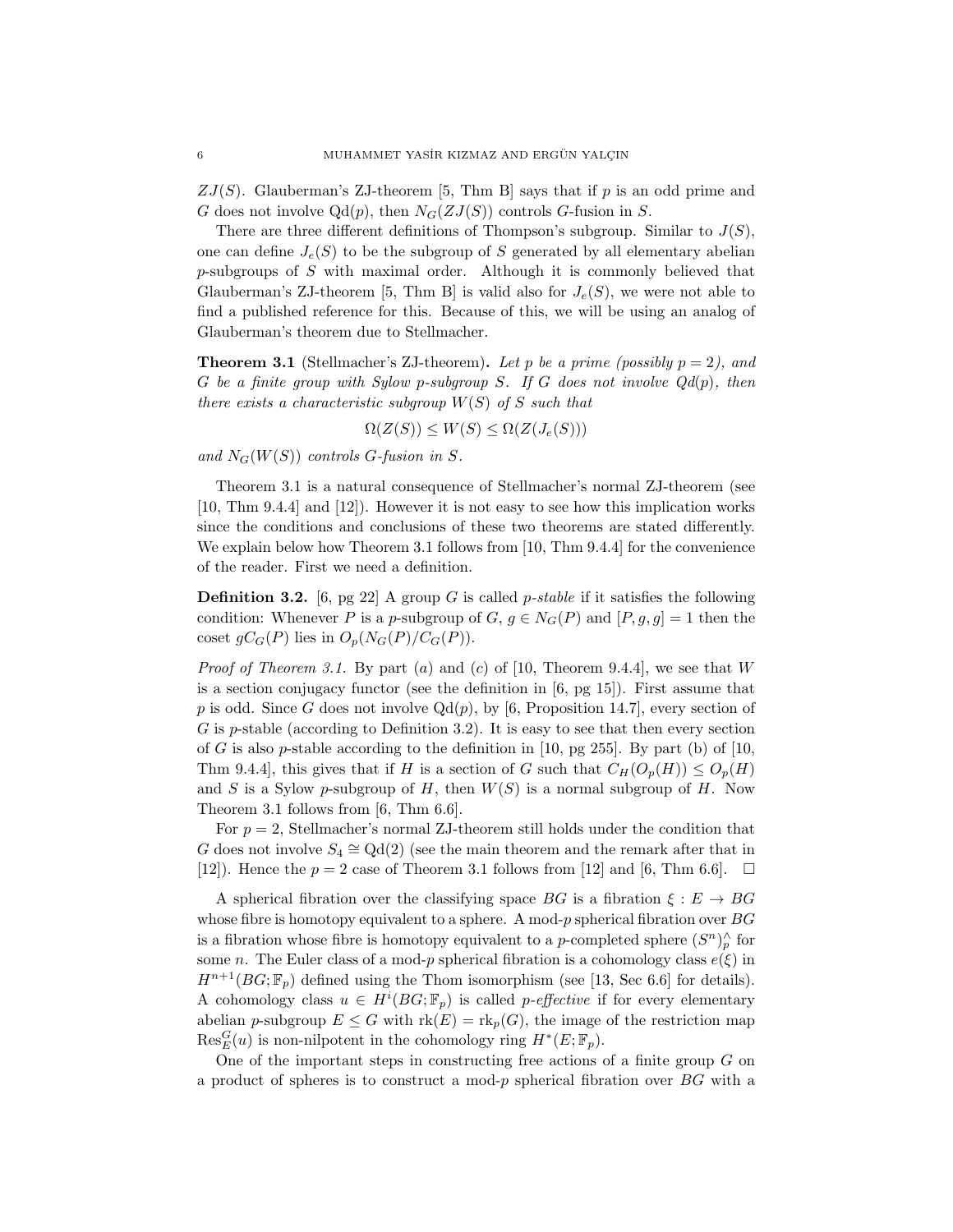$ZJ(S)$. Glauberman's ZJ-theorem [5, Thm B] says that if $p$ is an odd prime and $G$ does not involve $\mathrm{Qd}(p)$, then $N_G(ZJ(S))$ controls $G$-fusion in $S$.

There are three different definitions of Thompson's subgroup. Similar to $J(S)$, one can define $J_e(S)$ to be the subgroup of $S$ generated by all elementary abelian $p$-subgroups of $S$ with maximal order. Although it is commonly believed that Glauberman's ZJ-theorem [5, Thm B] is valid also for $J_e(S)$, we were not able to find a published reference for this. Because of this, we will be using an analog of Glauberman's theorem due to Stellmacher.

**Theorem 3.1** (Stellmacher's ZJ-theorem)**.** *Let $p$ be a prime (possibly $p = 2$), and $G$ be a finite group with Sylow $p$-subgroup $S$. If $G$ does not involve $Qd(p)$, then there exists a characteristic subgroup $W(S)$ of $S$ such that*

$$\Omega(Z(S)) \leq W(S) \leq \Omega(Z(J_e(S)))$$

*and $N_G(W(S))$ controls $G$-fusion in $S$.*

Theorem 3.1 is a natural consequence of Stellmacher's normal ZJ-theorem (see [10, Thm 9.4.4] and [12]). However it is not easy to see how this implication works since the conditions and conclusions of these two theorems are stated differently. We explain below how Theorem 3.1 follows from [10, Thm 9.4.4] for the convenience of the reader. First we need a definition.

**Definition 3.2.** [6, pg 22] A group $G$ is called *$p$-stable* if it satisfies the following condition: Whenever $P$ is a $p$-subgroup of $G$, $g \in N_G(P)$ and $[P, g, g] = 1$ then the coset $gC_G(P)$ lies in $O_p(N_G(P)/C_G(P))$.

*Proof of Theorem 3.1.* By part $(a)$ and $(c)$ of [10, Theorem 9.4.4], we see that $W$ is a section conjugacy functor (see the definition in [6, pg 15]). First assume that $p$ is odd. Since $G$ does not involve $\mathrm{Qd}(p)$, by [6, Proposition 14.7], every section of $G$ is $p$-stable (according to Definition 3.2). It is easy to see that then every section of $G$ is also $p$-stable according to the definition in [10, pg 255]. By part (b) of [10, Thm 9.4.4], this gives that if $H$ is a section of $G$ such that $C_H(O_p(H)) \leq O_p(H)$ and $S$ is a Sylow $p$-subgroup of $H$, then $W(S)$ is a normal subgroup of $H$. Now Theorem 3.1 follows from [6, Thm 6.6].

For $p = 2$, Stellmacher's normal ZJ-theorem still holds under the condition that $G$ does not involve $S_4 \cong \mathrm{Qd}(2)$ (see the main theorem and the remark after that in [12]). Hence the $p = 2$ case of Theorem 3.1 follows from [12] and [6, Thm 6.6]. $\square$

A spherical fibration over the classifying space $BG$ is a fibration $\xi : E \to BG$ whose fibre is homotopy equivalent to a sphere. A mod-$p$ spherical fibration over $BG$ is a fibration whose fibre is homotopy equivalent to a $p$-completed sphere $(S^n)^\wedge_p$ for some $n$. The Euler class of a mod-$p$ spherical fibration is a cohomology class $e(\xi)$ in $H^{n+1}(BG; \mathbb{F}_p)$ defined using the Thom isomorphism (see [13, Sec 6.6] for details). A cohomology class $u \in H^i(BG; \mathbb{F}_p)$ is called *$p$-effective* if for every elementary abelian $p$-subgroup $E \leq G$ with $\mathrm{rk}(E) = \mathrm{rk}_p(G)$, the image of the restriction map $\mathrm{Res}^G_E(u)$ is non-nilpotent in the cohomology ring $H^*(E; \mathbb{F}_p)$.

One of the important steps in constructing free actions of a finite group $G$ on a product of spheres is to construct a mod-$p$ spherical fibration over $BG$ with a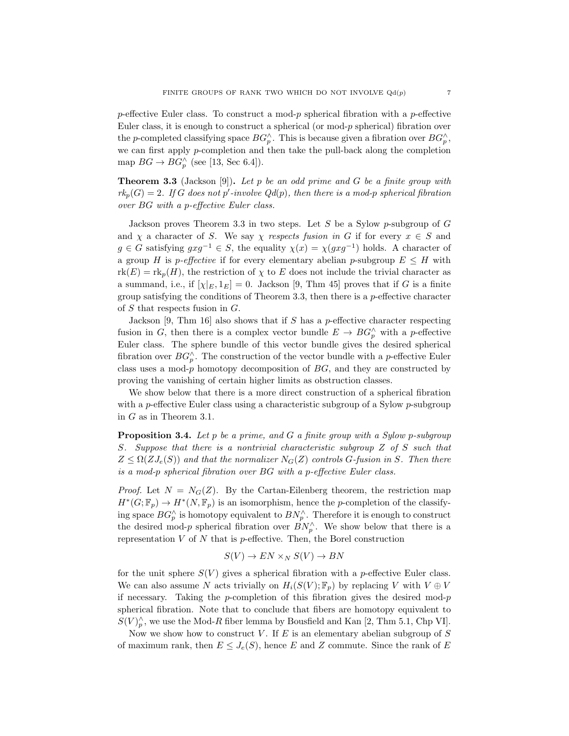$p$-effective Euler class. To construct a mod-$p$ spherical fibration with a $p$-effective Euler class, it is enough to construct a spherical (or mod-$p$ spherical) fibration over the $p$-completed classifying space $BG^\wedge_p$. This is because given a fibration over $BG^\wedge_p$, we can first apply $p$-completion and then take the pull-back along the completion map $BG \to BG^\wedge_p$ (see [13, Sec 6.4]).

**Theorem 3.3** (Jackson [9])**.** *Let $p$ be an odd prime and $G$ be a finite group with $rk_p(G) = 2$. If $G$ does not $p'$-involve $Qd(p)$, then there is a mod-$p$ spherical fibration over $BG$ with a $p$-effective Euler class.*

Jackson proves Theorem 3.3 in two steps. Let $S$ be a Sylow $p$-subgroup of $G$ and $\chi$ a character of $S$. We say $\chi$ *respects fusion in* $G$ if for every $x \in S$ and $g \in G$ satisfying $gxg^{-1} \in S$, the equality $\chi(x) = \chi(gxg^{-1})$ holds. A character of a group $H$ is *$p$-effective* if for every elementary abelian $p$-subgroup $E \leq H$ with $\mathrm{rk}(E) = \mathrm{rk}_p(H)$, the restriction of $\chi$ to $E$ does not include the trivial character as a summand, i.e., if $[\chi|_E, 1_E] = 0$. Jackson [9, Thm 45] proves that if $G$ is a finite group satisfying the conditions of Theorem 3.3, then there is a $p$-effective character of $S$ that respects fusion in $G$.

Jackson [9, Thm 16] also shows that if $S$ has a $p$-effective character respecting fusion in $G$, then there is a complex vector bundle $E \to BG^\wedge_p$ with a $p$-effective Euler class. The sphere bundle of this vector bundle gives the desired spherical fibration over $BG^\wedge_p$. The construction of the vector bundle with a $p$-effective Euler class uses a mod-$p$ homotopy decomposition of $BG$, and they are constructed by proving the vanishing of certain higher limits as obstruction classes.

We show below that there is a more direct construction of a spherical fibration with a $p$-effective Euler class using a characteristic subgroup of a Sylow $p$-subgroup in $G$ as in Theorem 3.1.

**Proposition 3.4.** *Let $p$ be a prime, and $G$ a finite group with a Sylow $p$-subgroup $S$. Suppose that there is a nontrivial characteristic subgroup $Z$ of $S$ such that $Z \leq \Omega(ZJ_e(S))$ and that the normalizer $N_G(Z)$ controls $G$-fusion in $S$. Then there is a mod-$p$ spherical fibration over $BG$ with a $p$-effective Euler class.*

*Proof.* Let $N = N_G(Z)$. By the Cartan-Eilenberg theorem, the restriction map $H^*(G; \mathbb{F}_p) \to H^*(N, \mathbb{F}_p)$ is an isomorphism, hence the $p$-completion of the classifying space $BG^\wedge_p$ is homotopy equivalent to $BN^\wedge_p$. Therefore it is enough to construct the desired mod-$p$ spherical fibration over $BN^\wedge_p$. We show below that there is a representation $V$ of $N$ that is $p$-effective. Then, the Borel construction

$$S(V) \to EN \times_N S(V) \to BN$$

for the unit sphere $S(V)$ gives a spherical fibration with a $p$-effective Euler class. We can also assume $N$ acts trivially on $H_i(S(V); \mathbb{F}_p)$ by replacing $V$ with $V \oplus V$ if necessary. Taking the $p$-completion of this fibration gives the desired mod-$p$ spherical fibration. Note that to conclude that fibers are homotopy equivalent to $S(V)^\wedge_p$, we use the Mod-$R$ fiber lemma by Bousfield and Kan [2, Thm 5.1, Chp VI].

Now we show how to construct $V$. If $E$ is an elementary abelian subgroup of $S$ of maximum rank, then $E \leq J_e(S)$, hence $E$ and $Z$ commute. Since the rank of $E$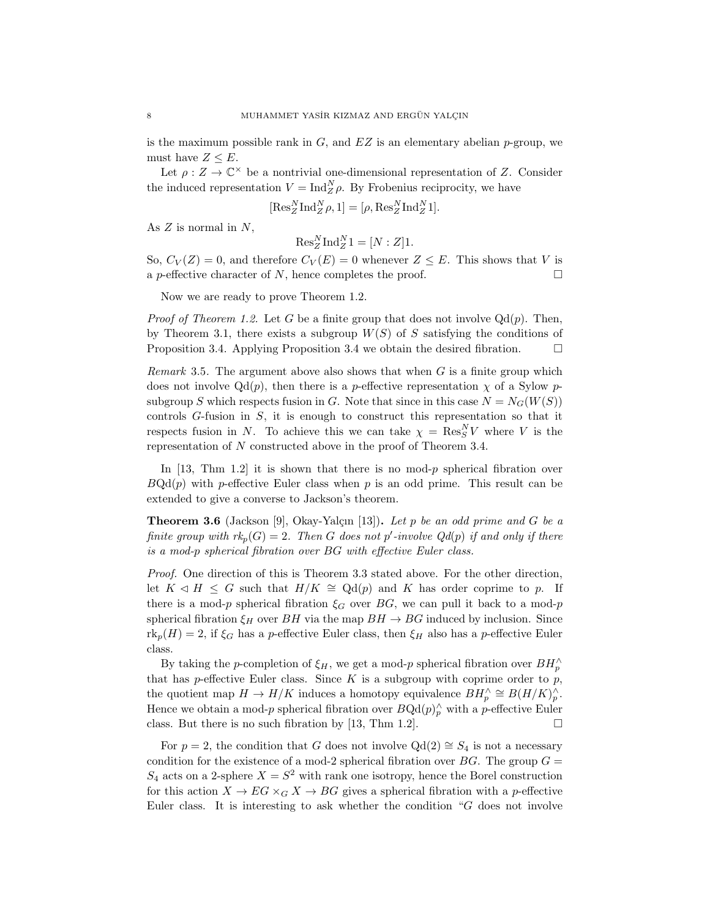is the maximum possible rank in $G$, and $EZ$ is an elementary abelian $p$-group, we must have $Z \leq E$.

Let $\rho : Z \to \mathbb{C}^\times$ be a nontrivial one-dimensional representation of $Z$. Consider the induced representation $V = \mathrm{Ind}_Z^N \rho$. By Frobenius reciprocity, we have

$$[\mathrm{Res}_Z^N \mathrm{Ind}_Z^N \rho, 1] = [\rho, \mathrm{Res}_Z^N \mathrm{Ind}_Z^N 1].$$

As $Z$ is normal in $N$,

$$\mathrm{Res}_Z^N \mathrm{Ind}_Z^N 1 = [N : Z]1.$$

So, $C_V(Z) = 0$, and therefore $C_V(E) = 0$ whenever $Z \leq E$. This shows that $V$ is a $p$-effective character of $N$, hence completes the proof. □

Now we are ready to prove Theorem 1.2.

*Proof of Theorem 1.2.* Let $G$ be a finite group that does not involve $\mathrm{Qd}(p)$. Then, by Theorem 3.1, there exists a subgroup $W(S)$ of $S$ satisfying the conditions of Proposition 3.4. Applying Proposition 3.4 we obtain the desired fibration. □

*Remark* 3.5. The argument above also shows that when $G$ is a finite group which does not involve $\mathrm{Qd}(p)$, then there is a $p$-effective representation $\chi$ of a Sylow $p$-subgroup $S$ which respects fusion in $G$. Note that since in this case $N = N_G(W(S))$ controls $G$-fusion in $S$, it is enough to construct this representation so that it respects fusion in $N$. To achieve this we can take $\chi = \mathrm{Res}_S^N V$ where $V$ is the representation of $N$ constructed above in the proof of Theorem 3.4.

In [13, Thm 1.2] it is shown that there is no mod-$p$ spherical fibration over $B\mathrm{Qd}(p)$ with $p$-effective Euler class when $p$ is an odd prime. This result can be extended to give a converse to Jackson's theorem.

**Theorem 3.6** (Jackson [9], Okay-Yalçın [13]). *Let $p$ be an odd prime and $G$ be a finite group with $rk_p(G) = 2$. Then $G$ does not $p'$-involve $Qd(p)$ if and only if there is a mod-$p$ spherical fibration over $BG$ with effective Euler class.*

*Proof.* One direction of this is Theorem 3.3 stated above. For the other direction, let $K \lhd H \leq G$ such that $H/K \cong \mathrm{Qd}(p)$ and $K$ has order coprime to $p$. If there is a mod-$p$ spherical fibration $\xi_G$ over $BG$, we can pull it back to a mod-$p$ spherical fibration $\xi_H$ over $BH$ via the map $BH \to BG$ induced by inclusion. Since $\mathrm{rk}_p(H) = 2$, if $\xi_G$ has a $p$-effective Euler class, then $\xi_H$ also has a $p$-effective Euler class.

By taking the $p$-completion of $\xi_H$, we get a mod-$p$ spherical fibration over $BH_p^\wedge$ that has $p$-effective Euler class. Since $K$ is a subgroup with coprime order to $p$, the quotient map $H \to H/K$ induces a homotopy equivalence $BH_p^\wedge \cong B(H/K)_p^\wedge$. Hence we obtain a mod-$p$ spherical fibration over $B\mathrm{Qd}(p)_p^\wedge$ with a $p$-effective Euler class. But there is no such fibration by [13, Thm 1.2]. □

For $p = 2$, the condition that $G$ does not involve $\mathrm{Qd}(2) \cong S_4$ is not a necessary condition for the existence of a mod-2 spherical fibration over $BG$. The group $G = S_4$ acts on a 2-sphere $X = S^2$ with rank one isotropy, hence the Borel construction for this action $X \to EG \times_G X \to BG$ gives a spherical fibration with a $p$-effective Euler class. It is interesting to ask whether the condition "$G$ does not involve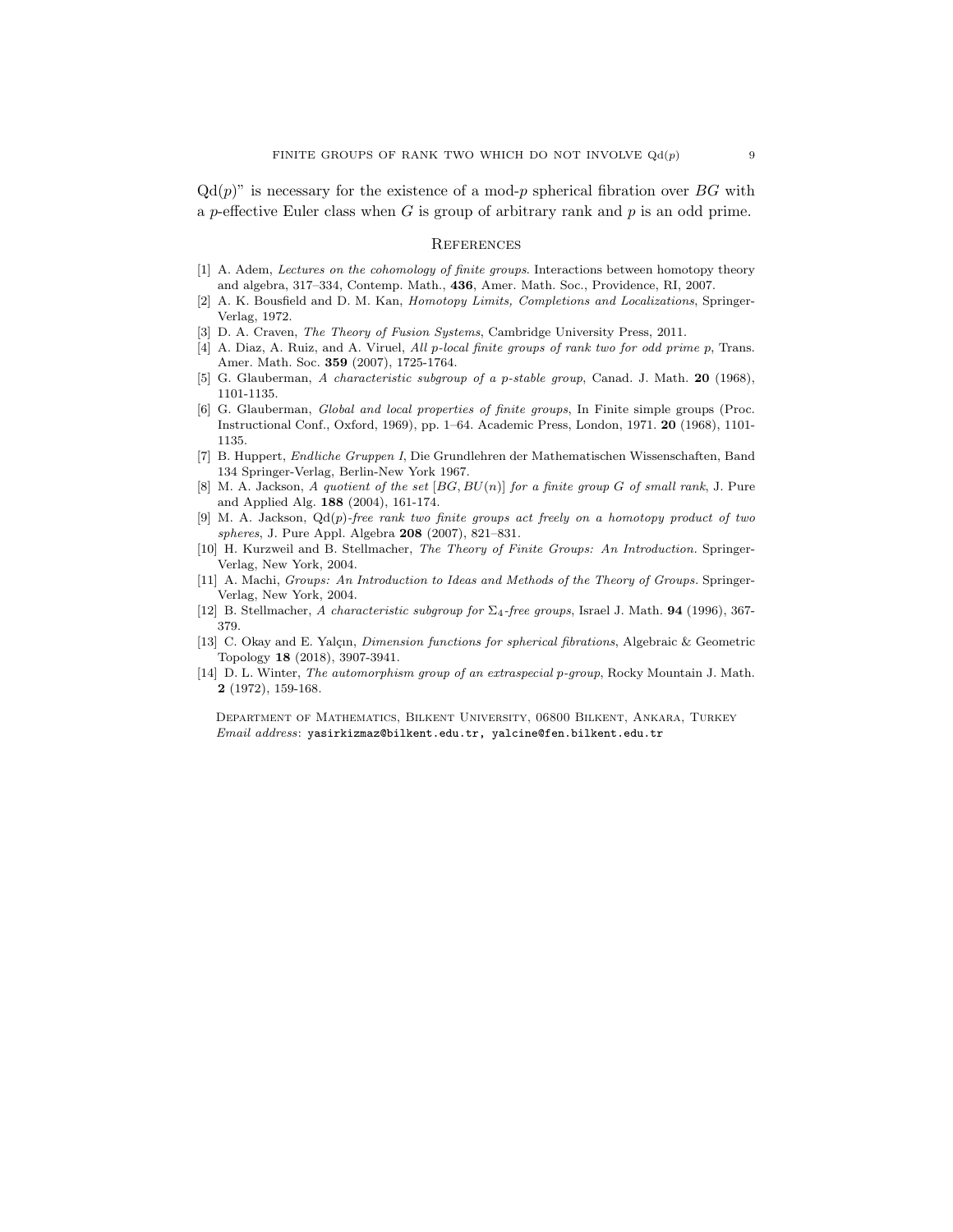$\mathrm{Qd}(p)$" is necessary for the existence of a mod-$p$ spherical fibration over $BG$ with a $p$-effective Euler class when $G$ is group of arbitrary rank and $p$ is an odd prime.

## References

[1] A. Adem, *Lectures on the cohomology of finite groups*. Interactions between homotopy theory and algebra, 317–334, Contemp. Math., **436**, Amer. Math. Soc., Providence, RI, 2007.

[2] A. K. Bousfield and D. M. Kan, *Homotopy Limits, Completions and Localizations*, Springer-Verlag, 1972.

[3] D. A. Craven, *The Theory of Fusion Systems*, Cambridge University Press, 2011.

[4] A. Diaz, A. Ruiz, and A. Viruel, *All p-local finite groups of rank two for odd prime p*, Trans. Amer. Math. Soc. **359** (2007), 1725-1764.

[5] G. Glauberman, *A characteristic subgroup of a p-stable group*, Canad. J. Math. **20** (1968), 1101-1135.

[6] G. Glauberman, *Global and local properties of finite groups*, In Finite simple groups (Proc. Instructional Conf., Oxford, 1969), pp. 1–64. Academic Press, London, 1971. **20** (1968), 1101-1135.

[7] B. Huppert, *Endliche Gruppen I*, Die Grundlehren der Mathematischen Wissenschaften, Band 134 Springer-Verlag, Berlin-New York 1967.

[8] M. A. Jackson, *A quotient of the set* $[BG, BU(n)]$ *for a finite group G of small rank*, J. Pure and Applied Alg. **188** (2004), 161-174.

[9] M. A. Jackson, $\mathrm{Qd}(p)$*-free rank two finite groups act freely on a homotopy product of two spheres*, J. Pure Appl. Algebra **208** (2007), 821–831.

[10] H. Kurzweil and B. Stellmacher, *The Theory of Finite Groups: An Introduction*. Springer-Verlag, New York, 2004.

[11] A. Machi, *Groups: An Introduction to Ideas and Methods of the Theory of Groups*. Springer-Verlag, New York, 2004.

[12] B. Stellmacher, *A characteristic subgroup for* $\Sigma_4$*-free groups*, Israel J. Math. **94** (1996), 367-379.

[13] C. Okay and E. Yalçın, *Dimension functions for spherical fibrations*, Algebraic & Geometric Topology **18** (2018), 3907-3941.

[14] D. L. Winter, *The automorphism group of an extraspecial p-group*, Rocky Mountain J. Math. **2** (1972), 159-168.

Department of Mathematics, Bilkent University, 06800 Bilkent, Ankara, Turkey
*Email address*: yasirkizmaz@bilkent.edu.tr, yalcine@fen.bilkent.edu.tr